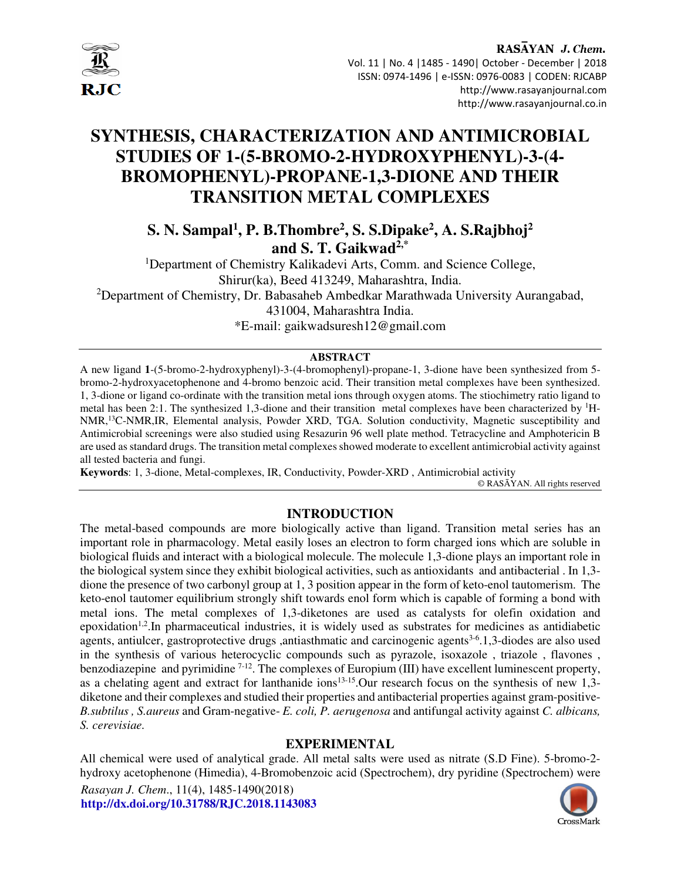# SYNTHESIS, CHARACTERIZATION AND ANTIMICROBIAL STUDIES OF 1-(5-BROMO-2-HYDROXYPHENYL)-3-(4-BROMOPHENYL)-PROPANE-1,3-DIONE AND THEIR TRANSITION METAL COMPLEXES

**S. N. Sampal[1], P. B.Thombre[2], S. S.Dipake[2], A. S.Rajbhoj[2] and S. T. Gaikwad[2,*]**

[1]Department of Chemistry Kalikadevi Arts, Comm. and Science College, Shirur(ka), Beed 413249, Maharashtra, India.
[2]Department of Chemistry, Dr. Babasaheb Ambedkar Marathwada University Aurangabad, 431004, Maharashtra India.
*E-mail: gaikwadsuresh12@gmail.com

## ABSTRACT

A new ligand **1**-(5-bromo-2-hydroxyphenyl)-3-(4-bromophenyl)-propane-1, 3-dione have been synthesized from 5-bromo-2-hydroxyacetophenone and 4-bromo benzoic acid. Their transition metal complexes have been synthesized. 1, 3-dione or ligand co-ordinate with the transition metal ions through oxygen atoms. The stiochimetry ratio ligand to metal has been 2:1. The synthesized 1,3-dione and their transition metal complexes have been characterized by $^1$H-NMR,$^{13}$C-NMR,IR, Elemental analysis, Powder XRD, TGA. Solution conductivity, Magnetic susceptibility and Antimicrobial screenings were also studied using Resazurin 96 well plate method. Tetracycline and Amphotericin B are used as standard drugs. The transition metal complexes showed moderate to excellent antimicrobial activity against all tested bacteria and fungi.

**Keywords**: 1, 3-dione, Metal-complexes, IR, Conductivity, Powder-XRD , Antimicrobial activity

© RASĀYAN. All rights reserved

## INTRODUCTION

The metal-based compounds are more biologically active than ligand. Transition metal series has an important role in pharmacology. Metal easily loses an electron to form charged ions which are soluble in biological fluids and interact with a biological molecule. The molecule 1,3-dione plays an important role in the biological system since they exhibit biological activities, such as antioxidants and antibacterial . In 1,3-dione the presence of two carbonyl group at 1, 3 position appear in the form of keto-enol tautomerism. The keto-enol tautomer equilibrium strongly shift towards enol form which is capable of forming a bond with metal ions. The metal complexes of 1,3-diketones are used as catalysts for olefin oxidation and epoxidation[1,2].In pharmaceutical industries, it is widely used as substrates for medicines as antidiabetic agents, antiulcer, gastroprotective drugs ,antiasthmatic and carcinogenic agents[3-6].1,3-diodes are also used in the synthesis of various heterocyclic compounds such as pyrazole, isoxazole , triazole , flavones , benzodiazepine and pyrimidine [7-12]. The complexes of Europium (III) have excellent luminescent property, as a chelating agent and extract for lanthanide ions[13-15].Our research focus on the synthesis of new 1,3-diketone and their complexes and studied their properties and antibacterial properties against gram-positive- *B.subtilus , S.aureus* and Gram-negative- *E. coli, P. aerugenosa* and antifungal activity against *C. albicans, S. cerevisiae.*

## EXPERIMENTAL

All chemical were used of analytical grade. All metal salts were used as nitrate (S.D Fine). 5-bromo-2-hydroxy acetophenone (Himedia), 4-Bromobenzoic acid (Spectrochem), dry pyridine (Spectrochem) were

*Rasayan J. Chem.*, 11(4), 1485-1490(2018)
**http://dx.doi.org/10.31788/RJC.2018.1143083**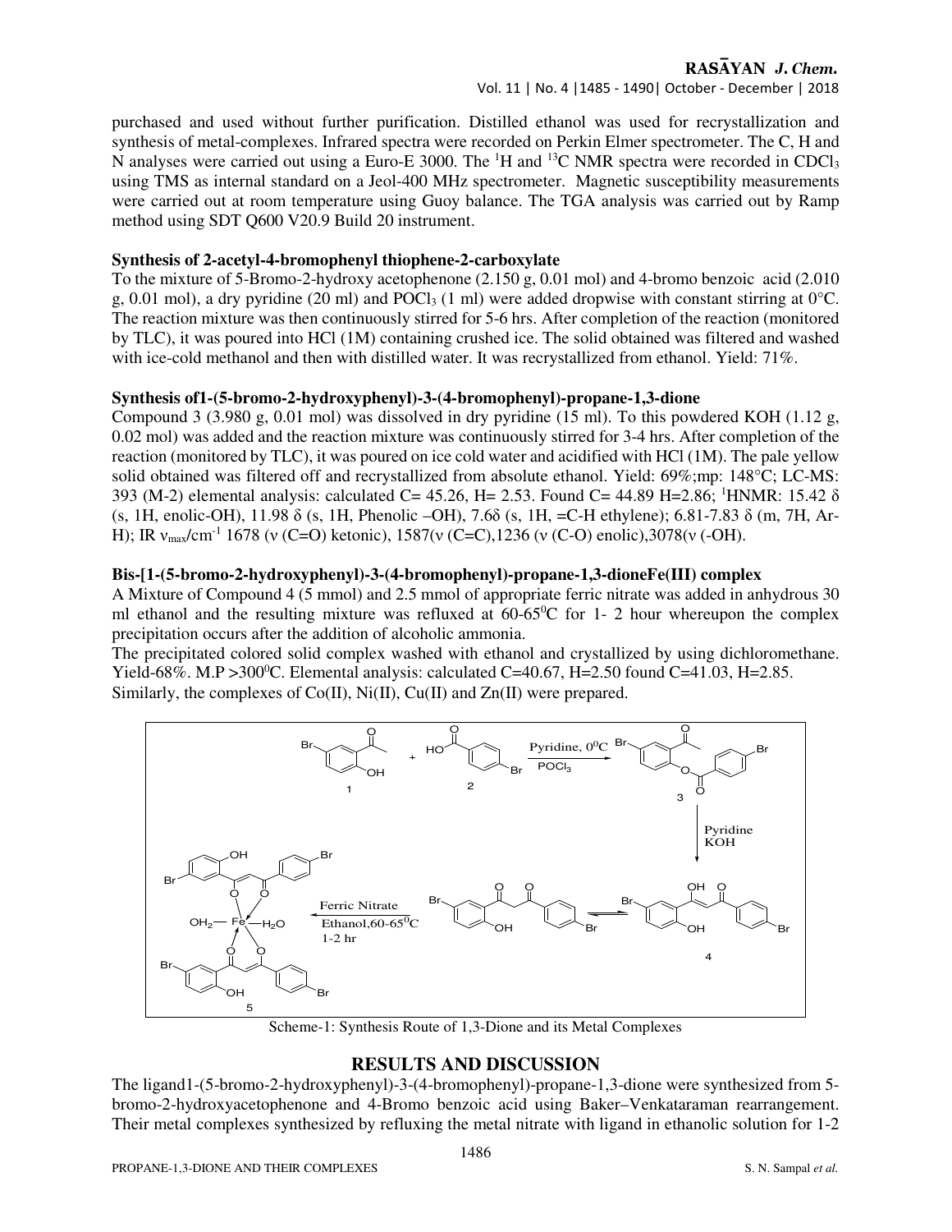purchased and used without further purification. Distilled ethanol was used for recrystallization and synthesis of metal-complexes. Infrared spectra were recorded on Perkin Elmer spectrometer. The C, H and N analyses were carried out using a Euro-E 3000. The $^{1}H$ and $^{13}C$ NMR spectra were recorded in $CDCl_3$ using TMS as internal standard on a Jeol-400 MHz spectrometer. Magnetic susceptibility measurements were carried out at room temperature using Guoy balance. The TGA analysis was carried out by Ramp method using SDT Q600 V20.9 Build 20 instrument.

**Synthesis of 2-acetyl-4-bromophenyl thiophene-2-carboxylate**

To the mixture of 5-Bromo-2-hydroxy acetophenone (2.150 g, 0.01 mol) and 4-bromo benzoic acid (2.010 g, 0.01 mol), a dry pyridine (20 ml) and $POCl_3$ (1 ml) were added dropwise with constant stirring at 0°C. The reaction mixture was then continuously stirred for 5-6 hrs. After completion of the reaction (monitored by TLC), it was poured into HCl (1M) containing crushed ice. The solid obtained was filtered and washed with ice-cold methanol and then with distilled water. It was recrystallized from ethanol. Yield: 71%.

**Synthesis of1-(5-bromo-2-hydroxyphenyl)-3-(4-bromophenyl)-propane-1,3-dione**

Compound 3 (3.980 g, 0.01 mol) was dissolved in dry pyridine (15 ml). To this powdered KOH (1.12 g, 0.02 mol) was added and the reaction mixture was continuously stirred for 3-4 hrs. After completion of the reaction (monitored by TLC), it was poured on ice cold water and acidified with HCl (1M). The pale yellow solid obtained was filtered off and recrystallized from absolute ethanol. Yield: 69%;mp: 148°C; LC-MS: 393 (M-2) elemental analysis: calculated C= 45.26, H= 2.53. Found C= 44.89 H=2.86; $^{1}$HNMR: 15.42 δ (s, 1H, enolic-OH), 11.98 δ (s, 1H, Phenolic –OH), 7.6δ (s, 1H, =C-H ethylene); 6.81-7.83 δ (m, 7H, Ar-H); IR $\nu_{max}$/cm$^{-1}$ 1678 (ν (C=O) ketonic), 1587(ν (C=C),1236 (ν (C-O) enolic),3078(ν (-OH).

**Bis-[1-(5-bromo-2-hydroxyphenyl)-3-(4-bromophenyl)-propane-1,3-dioneFe(III) complex**

A Mixture of Compound 4 (5 mmol) and 2.5 mmol of appropriate ferric nitrate was added in anhydrous 30 ml ethanol and the resulting mixture was refluxed at 60-65$^{0}$C for 1- 2 hour whereupon the complex precipitation occurs after the addition of alcoholic ammonia.

The precipitated colored solid complex washed with ethanol and crystallized by using dichloromethane. Yield-68%. M.P >300$^{0}$C. Elemental analysis: calculated C=40.67, H=2.50 found C=41.03, H=2.85. Similarly, the complexes of Co(II), Ni(II), Cu(II) and Zn(II) were prepared.

Scheme-1: Synthesis Route of 1,3-Dione and its Metal Complexes

## RESULTS AND DISCUSSION

The ligand1-(5-bromo-2-hydroxyphenyl)-3-(4-bromophenyl)-propane-1,3-dione were synthesized from 5-bromo-2-hydroxyacetophenone and 4-Bromo benzoic acid using Baker–Venkataraman rearrangement. Their metal complexes synthesized by refluxing the metal nitrate with ligand in ethanolic solution for 1-2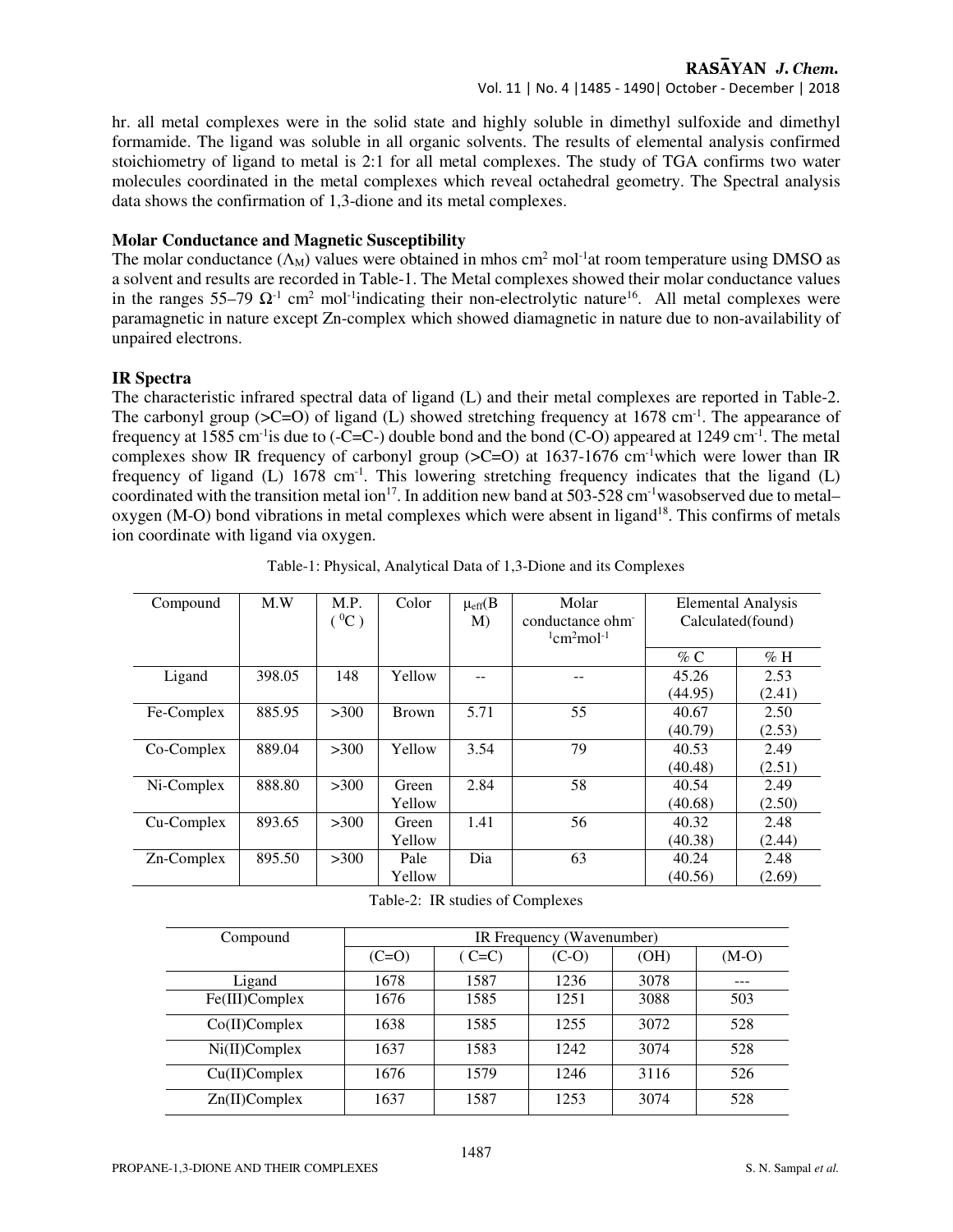hr. all metal complexes were in the solid state and highly soluble in dimethyl sulfoxide and dimethyl formamide. The ligand was soluble in all organic solvents. The results of elemental analysis confirmed stoichiometry of ligand to metal is 2:1 for all metal complexes. The study of TGA confirms two water molecules coordinated in the metal complexes which reveal octahedral geometry. The Spectral analysis data shows the confirmation of 1,3-dione and its metal complexes.

### Molar Conductance and Magnetic Susceptibility

The molar conductance ($\Lambda_M$) values were obtained in mhos cm$^2$ mol$^{-1}$at room temperature using DMSO as a solvent and results are recorded in Table-1. The Metal complexes showed their molar conductance values in the ranges 55–79 $\Omega^{-1}$ cm$^2$ mol$^{-1}$indicating their non-electrolytic nature[16]. All metal complexes were paramagnetic in nature except Zn-complex which showed diamagnetic in nature due to non-availability of unpaired electrons.

### IR Spectra

The characteristic infrared spectral data of ligand (L) and their metal complexes are reported in Table-2. The carbonyl group (>C=O) of ligand (L) showed stretching frequency at 1678 cm$^{-1}$. The appearance of frequency at 1585 cm$^{-1}$is due to (-C=C-) double bond and the bond (C-O) appeared at 1249 cm$^{-1}$. The metal complexes show IR frequency of carbonyl group (>C=O) at 1637-1676 cm$^{-1}$which were lower than IR frequency of ligand (L) 1678 cm$^{-1}$. This lowering stretching frequency indicates that the ligand (L) coordinated with the transition metal ion[17]. In addition new band at 503-528 cm$^{-1}$wasobserved due to metal–oxygen (M-O) bond vibrations in metal complexes which were absent in ligand[18]. This confirms of metals ion coordinate with ligand via oxygen.

Table-1: Physical, Analytical Data of 1,3-Dione and its Complexes

| Compound | M.W | M.P. ( $^0$C ) | Color | $\mu_{eff}$(BM) | Molar conductance ohm$^{-1}$cm$^2$mol$^{-1}$ | Elemental Analysis Calculated(found) | |
|---|---|---|---|---|---|---|---|
| | | | | | | % C | % H |
| Ligand | 398.05 | 148 | Yellow | -- | -- | 45.26 (44.95) | 2.53 (2.41) |
| Fe-Complex | 885.95 | >300 | Brown | 5.71 | 55 | 40.67 (40.79) | 2.50 (2.53) |
| Co-Complex | 889.04 | >300 | Yellow | 3.54 | 79 | 40.53 (40.48) | 2.49 (2.51) |
| Ni-Complex | 888.80 | >300 | Green Yellow | 2.84 | 58 | 40.54 (40.68) | 2.49 (2.50) |
| Cu-Complex | 893.65 | >300 | Green Yellow | 1.41 | 56 | 40.32 (40.38) | 2.48 (2.44) |
| Zn-Complex | 895.50 | >300 | Pale Yellow | Dia | 63 | 40.24 (40.56) | 2.48 (2.69) |

Table-2: IR studies of Complexes

| Compound | IR Frequency (Wavenumber) | | | | |
|---|---|---|---|---|---|
| | (C=O) | ( C=C) | (C-O) | (OH) | (M-O) |
| Ligand | 1678 | 1587 | 1236 | 3078 | --- |
| Fe(III)Complex | 1676 | 1585 | 1251 | 3088 | 503 |
| Co(II)Complex | 1638 | 1585 | 1255 | 3072 | 528 |
| Ni(II)Complex | 1637 | 1583 | 1242 | 3074 | 528 |
| Cu(II)Complex | 1676 | 1579 | 1246 | 3116 | 526 |
| Zn(II)Complex | 1637 | 1587 | 1253 | 3074 | 528 |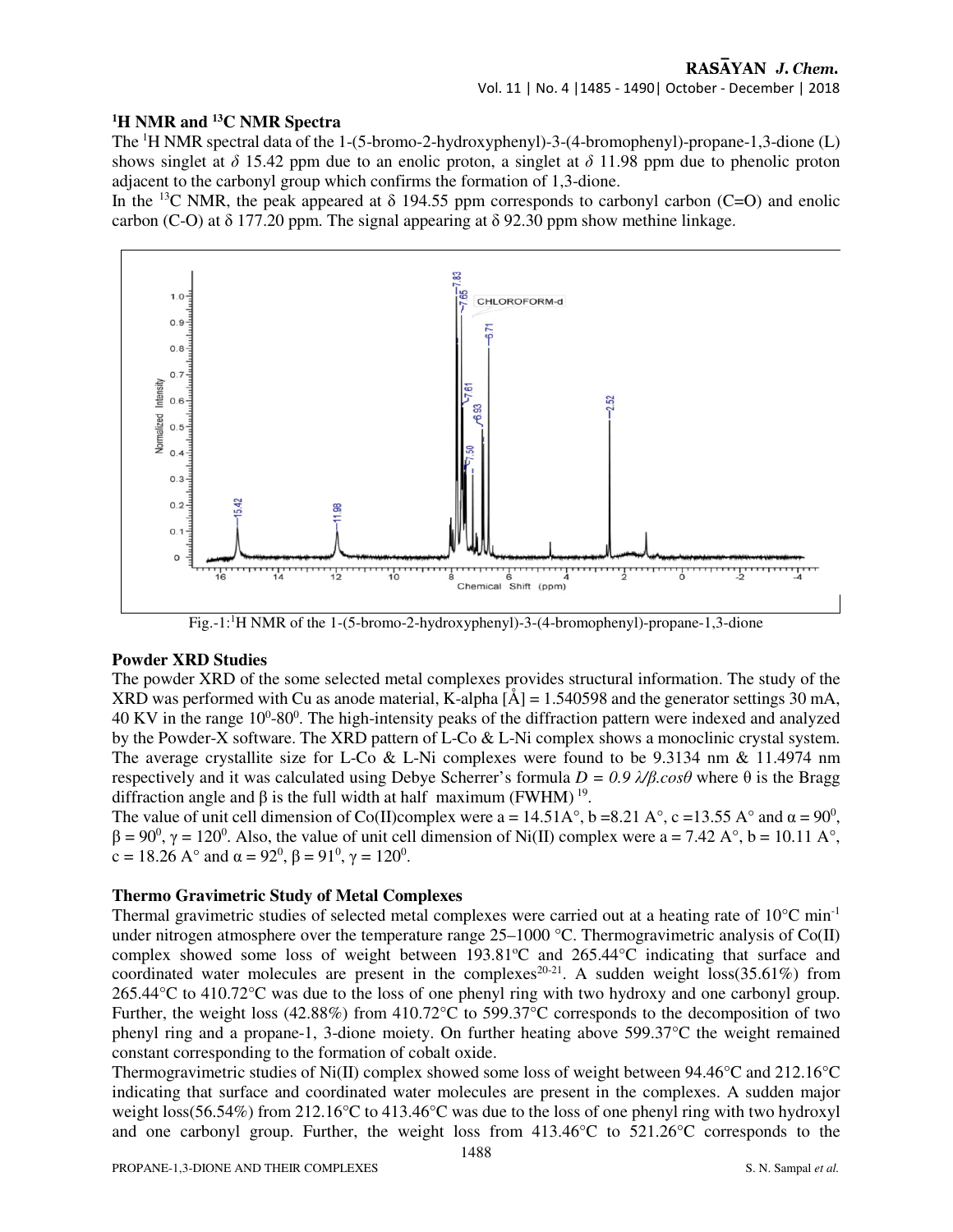## $^1H$ NMR and $^{13}C$ NMR Spectra

The $^1H$ NMR spectral data of the 1-(5-bromo-2-hydroxyphenyl)-3-(4-bromophenyl)-propane-1,3-dione (L) shows singlet at $\delta$ 15.42 ppm due to an enolic proton, a singlet at $\delta$ 11.98 ppm due to phenolic proton adjacent to the carbonyl group which confirms the formation of 1,3-dione.

In the $^{13}C$ NMR, the peak appeared at $\delta$ 194.55 ppm corresponds to carbonyl carbon (C=O) and enolic carbon (C-O) at $\delta$ 177.20 ppm. The signal appearing at $\delta$ 92.30 ppm show methine linkage.

Fig.-1: $^1H$ NMR of the 1-(5-bromo-2-hydroxyphenyl)-3-(4-bromophenyl)-propane-1,3-dione

## Powder XRD Studies

The powder XRD of the some selected metal complexes provides structural information. The study of the XRD was performed with Cu as anode material, K-alpha [Å] = 1.540598 and the generator settings 30 mA, 40 KV in the range $10^0$-$80^0$. The high-intensity peaks of the diffraction pattern were indexed and analyzed by the Powder-X software. The XRD pattern of L-Co & L-Ni complex shows a monoclinic crystal system. The average crystallite size for L-Co & L-Ni complexes were found to be 9.3134 nm & 11.4974 nm respectively and it was calculated using Debye Scherrer's formula $D = 0.9\ \lambda/\beta.\cos\theta$ where θ is the Bragg diffraction angle and β is the full width at half maximum (FWHM) [19].

The value of unit cell dimension of Co(II)complex were a = 14.51A°, b =8.21 A°, c =13.55 A° and $\alpha = 90^0$, $\beta = 90^0$, $\gamma = 120^0$. Also, the value of unit cell dimension of Ni(II) complex were a = 7.42 A°, b = 10.11 A°, c = 18.26 A° and $\alpha = 92^0$, $\beta = 91^0$, $\gamma = 120^0$.

## Thermo Gravimetric Study of Metal Complexes

Thermal gravimetric studies of selected metal complexes were carried out at a heating rate of 10°C $min^{-1}$ under nitrogen atmosphere over the temperature range 25–1000 °C. Thermogravimetric analysis of Co(II) complex showed some loss of weight between 193.81ºC and 265.44°C indicating that surface and coordinated water molecules are present in the complexes[20-21]. A sudden weight loss(35.61%) from 265.44°C to 410.72°C was due to the loss of one phenyl ring with two hydroxy and one carbonyl group. Further, the weight loss (42.88%) from 410.72°C to 599.37°C corresponds to the decomposition of two phenyl ring and a propane-1, 3-dione moiety. On further heating above 599.37°C the weight remained constant corresponding to the formation of cobalt oxide.

Thermogravimetric studies of Ni(II) complex showed some loss of weight between 94.46°C and 212.16°C indicating that surface and coordinated water molecules are present in the complexes. A sudden major weight loss(56.54%) from 212.16°C to 413.46°C was due to the loss of one phenyl ring with two hydroxyl and one carbonyl group. Further, the weight loss from 413.46°C to 521.26°C corresponds to the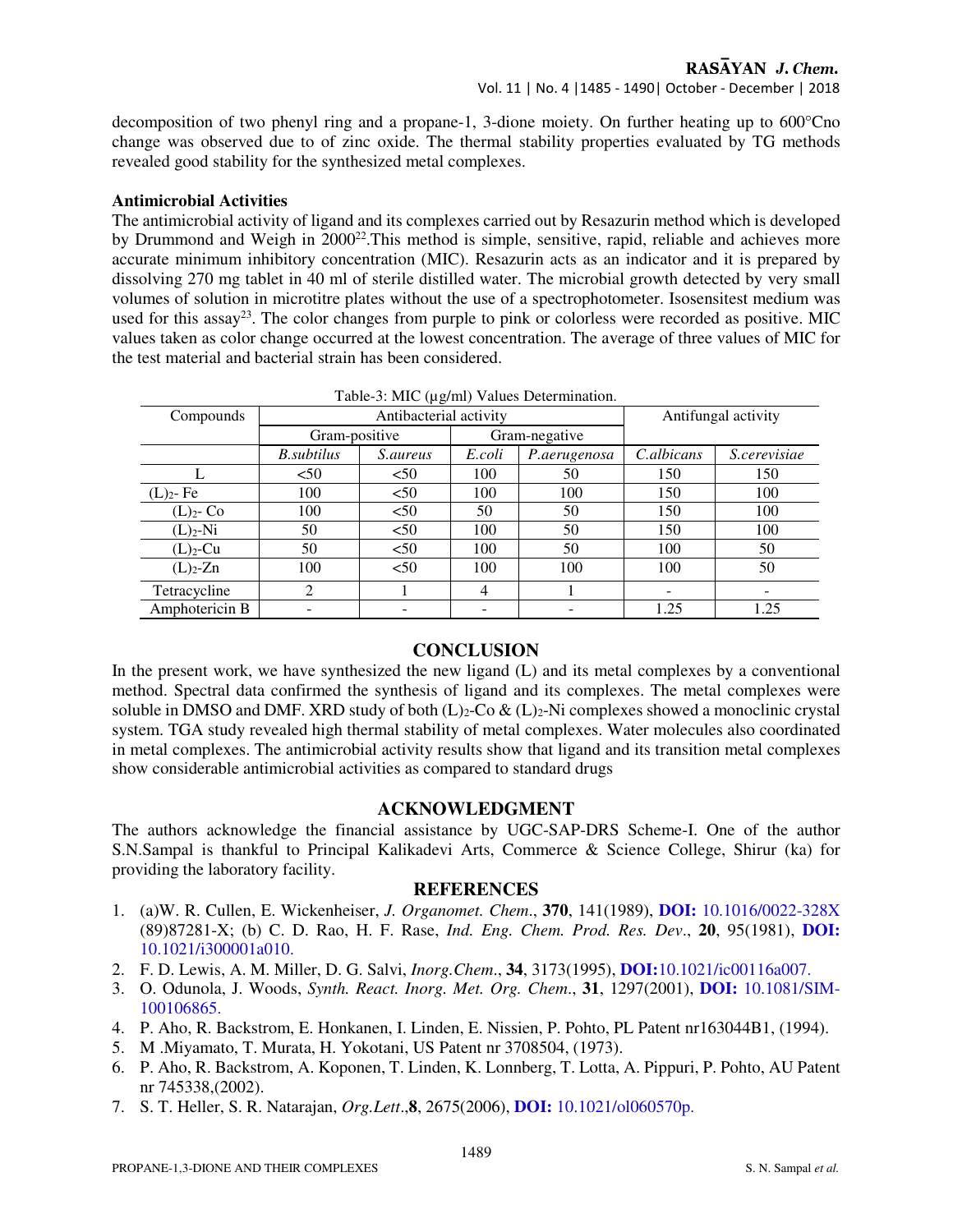decomposition of two phenyl ring and a propane-1, 3-dione moiety. On further heating up to 600°Cno change was observed due to of zinc oxide. The thermal stability properties evaluated by TG methods revealed good stability for the synthesized metal complexes.

**Antimicrobial Activities**

The antimicrobial activity of ligand and its complexes carried out by Resazurin method which is developed by Drummond and Weigh in 2000[22].This method is simple, sensitive, rapid, reliable and achieves more accurate minimum inhibitory concentration (MIC). Resazurin acts as an indicator and it is prepared by dissolving 270 mg tablet in 40 ml of sterile distilled water. The microbial growth detected by very small volumes of solution in microtitre plates without the use of a spectrophotometer. Isosensitest medium was used for this assay[23]. The color changes from purple to pink or colorless were recorded as positive. MIC values taken as color change occurred at the lowest concentration. The average of three values of MIC for the test material and bacterial strain has been considered.

Table-3: MIC (μg/ml) Values Determination.

| Compounds | Antibacterial activity | | | | Antifungal activity | |
|---|---|---|---|---|---|---|
| | Gram-positive | | Gram-negative | | | |
| | *B.subtilus* | *S.aureus* | *E.coli* | *P.aerugenosa* | *C.albicans* | *S.cerevisiae* |
| L | <50 | <50 | 100 | 50 | 150 | 150 |
| $(L)_2$- Fe | 100 | <50 | 100 | 100 | 150 | 100 |
| $(L)_2$- Co | 100 | <50 | 50 | 50 | 150 | 100 |
| $(L)_2$-Ni | 50 | <50 | 100 | 50 | 150 | 100 |
| $(L)_2$-Cu | 50 | <50 | 100 | 50 | 100 | 50 |
| $(L)_2$-Zn | 100 | <50 | 100 | 100 | 100 | 50 |
| Tetracycline | 2 | 1 | 4 | 1 | - | - |
| Amphotericin B | - | - | - | - | 1.25 | 1.25 |

## CONCLUSION

In the present work, we have synthesized the new ligand (L) and its metal complexes by a conventional method. Spectral data confirmed the synthesis of ligand and its complexes. The metal complexes were soluble in DMSO and DMF. XRD study of both $(L)_2$-Co & $(L)_2$-Ni complexes showed a monoclinic crystal system. TGA study revealed high thermal stability of metal complexes. Water molecules also coordinated in metal complexes. The antimicrobial activity results show that ligand and its transition metal complexes show considerable antimicrobial activities as compared to standard drugs

## ACKNOWLEDGMENT

The authors acknowledge the financial assistance by UGC-SAP-DRS Scheme-I. One of the author S.N.Sampal is thankful to Principal Kalikadevi Arts, Commerce & Science College, Shirur (ka) for providing the laboratory facility.

## REFERENCES

1. (a)W. R. Cullen, E. Wickenheiser, *J. Organomet. Chem*., **370**, 141(1989), **DOI:** 10.1016/0022-328X (89)87281-X; (b) C. D. Rao, H. F. Rase, *Ind. Eng. Chem. Prod. Res. Dev*., **20**, 95(1981), **DOI:** 10.1021/i300001a010.
2. F. D. Lewis, A. M. Miller, D. G. Salvi, *Inorg.Chem*., **34**, 3173(1995), **DOI:**10.1021/ic00116a007.
3. O. Odunola, J. Woods, *Synth. React. Inorg. Met. Org. Chem*., **31**, 1297(2001), **DOI:** 10.1081/SIM-100106865.
4. P. Aho, R. Backstrom, E. Honkanen, I. Linden, E. Nissien, P. Pohto, PL Patent nr163044B1, (1994).
5. M .Miyamato, T. Murata, H. Yokotani, US Patent nr 3708504, (1973).
6. P. Aho, R. Backstrom, A. Koponen, T. Linden, K. Lonnberg, T. Lotta, A. Pippuri, P. Pohto, AU Patent nr 745338,(2002).
7. S. T. Heller, S. R. Natarajan, *Org.Lett*.,**8**, 2675(2006), **DOI:** 10.1021/ol060570p.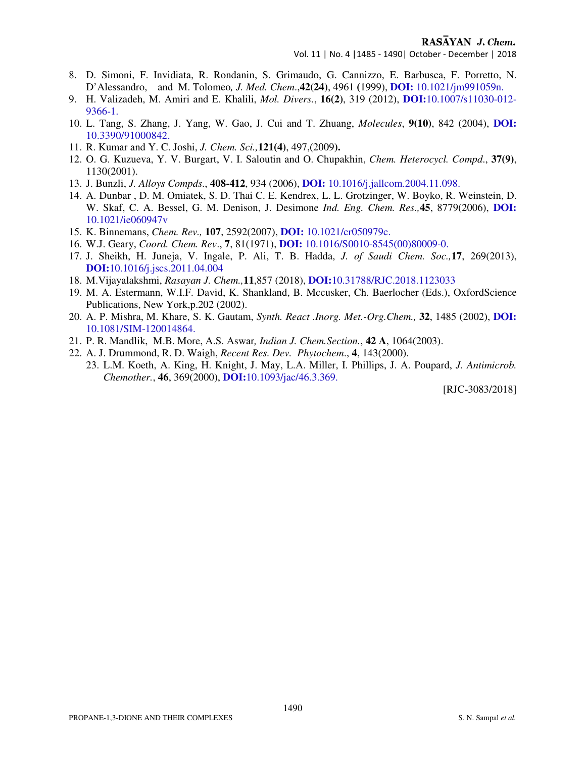8. D. Simoni, F. Invidiata, R. Rondanin, S. Grimaudo, G. Cannizzo, E. Barbusca, F. Porretto, N. D'Alessandro, and M. Tolomeo, *J. Med. Chem.*,**42(24)**, 4961 (1999), **DOI:** 10.1021/jm991059n.
9. H. Valizadeh, M. Amiri and E. Khalili, *Mol. Divers.*, **16(2)**, 319 (2012), **DOI:**10.1007/s11030-012-9366-1.
10. L. Tang, S. Zhang, J. Yang, W. Gao, J. Cui and T. Zhuang, *Molecules*, **9(10)**, 842 (2004), **DOI:** 10.3390/91000842.
11. R. Kumar and Y. C. Joshi, *J. Chem. Sci.,***121(4)**, 497,(2009)**.**
12. O. G. Kuzueva, Y. V. Burgart, V. I. Saloutin and O. Chupakhin, *Chem. Heterocycl. Compd*., **37(9)**, 1130(2001).
13. J. Bunzli, *J. Alloys Compds*., **408-412**, 934 (2006), **DOI:** 10.1016/j.jallcom.2004.11.098.
14. A. Dunbar , D. M. Omiatek, S. D. Thai C. E. Kendrex, L. L. Grotzinger, W. Boyko, R. Weinstein, D. W. Skaf, C. A. Bessel, G. M. Denison, J. Desimone *Ind. Eng. Chem. Res.,***45**, 8779(2006), **DOI:** 10.1021/ie060947v
15. K. Binnemans, *Chem. Rev.,* **107**, 2592(2007), **DOI:** 10.1021/cr050979c.
16. W.J. Geary, *Coord. Chem. Rev*., **7**, 81(1971), **DOI:** 10.1016/S0010-8545(00)80009-0.
17. J. Sheikh, H. Juneja, V. Ingale, P. Ali, T. B. Hadda, *J. of Saudi Chem. Soc.,***17**, 269(2013), **DOI:**10.1016/j.jscs.2011.04.004
18. M.Vijayalakshmi, *Rasayan J. Chem.,***11**,857 (2018), **DOI:**10.31788/RJC.2018.1123033
19. M. A. Estermann, W.I.F. David, K. Shankland, B. Mccusker, Ch. Baerlocher (Eds.), OxfordScience Publications, New York,p.202 (2002).
20. A. P. Mishra, M. Khare, S. K. Gautam, *Synth. React .Inorg. Met.-Org.Chem.,* **32**, 1485 (2002), **DOI:** 10.1081/SIM-120014864.
21. P. R. Mandlik, M.B. More, A.S. Aswar*, Indian J. Chem.Section.*, **42 A**, 1064(2003).
22. A. J. Drummond, R. D. Waigh, *Recent Res. Dev. Phytochem*., **4**, 143(2000).
23. L.M. Koeth, A. King, H. Knight, J. May, L.A. Miller, I. Phillips, J. A. Poupard, *J. Antimicrob. Chemother.*, **46**, 369(2000), **DOI:**10.1093/jac/46.3.369.

[RJC-3083/2018]